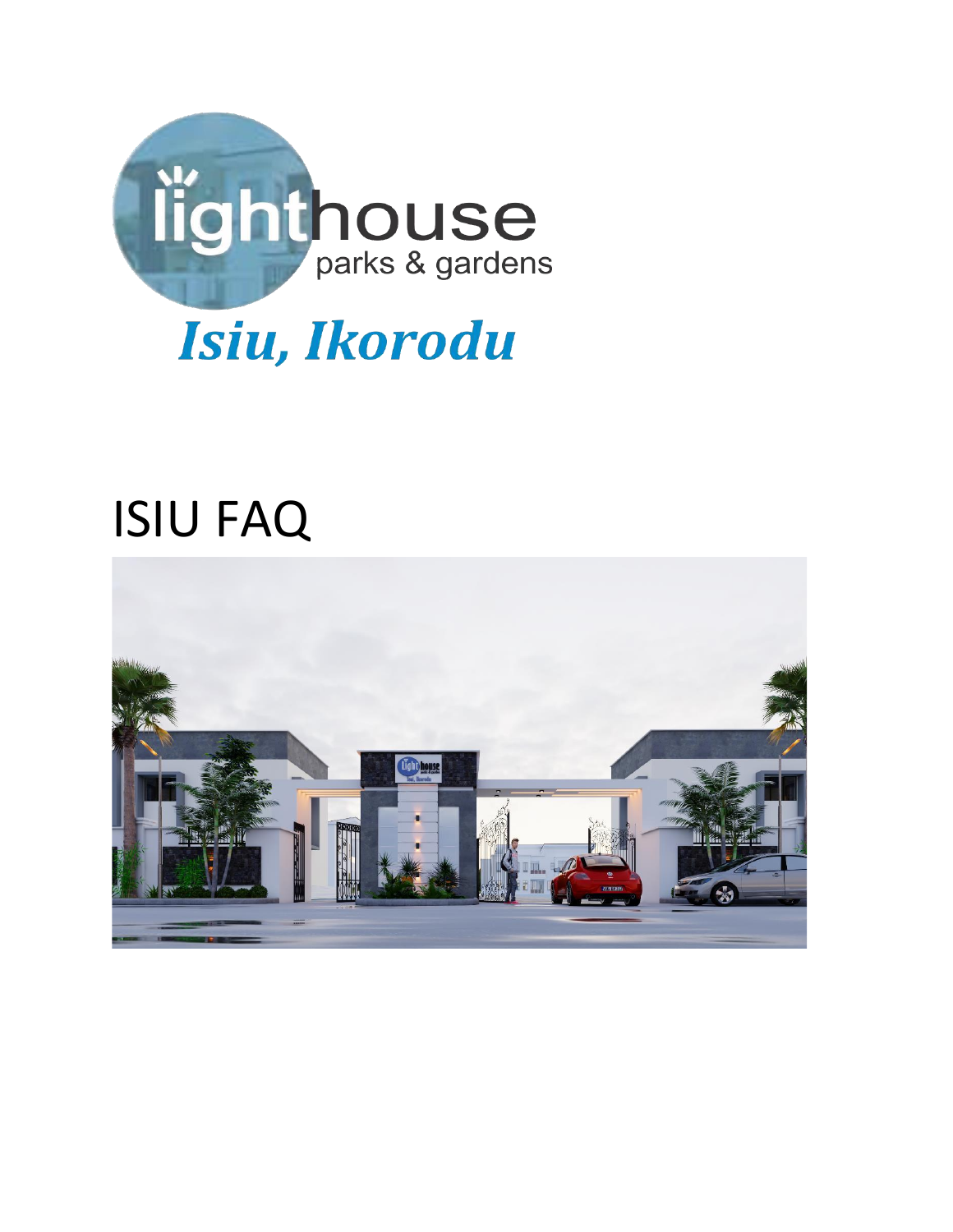lighthouse parks & gardens

# *Isiu, Ikorodu*

# ISIU FAQ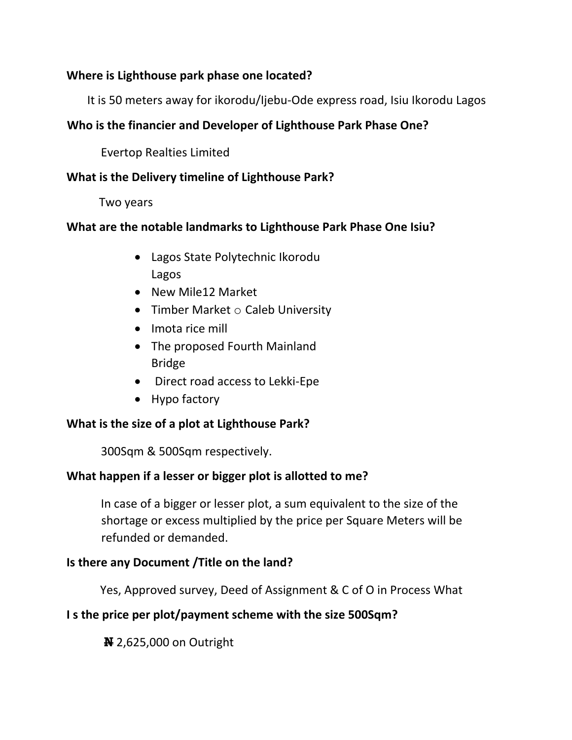**Where is Lighthouse park phase one located?**

It is 50 meters away for ikorodu/Ijebu-Ode express road, Isiu Ikorodu Lagos

**Who is the financier and Developer of Lighthouse Park Phase One?**

Evertop Realties Limited

**What is the Delivery timeline of Lighthouse Park?**

Two years

**What are the notable landmarks to Lighthouse Park Phase One Isiu?**

- Lagos State Polytechnic Ikorodu Lagos
- New Mile12 Market
- Timber Market ○ Caleb University
- Imota rice mill
- The proposed Fourth Mainland Bridge
- Direct road access to Lekki-Epe
- Hypo factory

**What is the size of a plot at Lighthouse Park?**

300Sqm & 500Sqm respectively.

**What happen if a lesser or bigger plot is allotted to me?**

In case of a bigger or lesser plot, a sum equivalent to the size of the shortage or excess multiplied by the price per Square Meters will be refunded or demanded.

**Is there any Document /Title on the land?**

Yes, Approved survey, Deed of Assignment & C of O in Process What

**I s the price per plot/payment scheme with the size 500Sqm?**

₦ 2,625,000 on Outright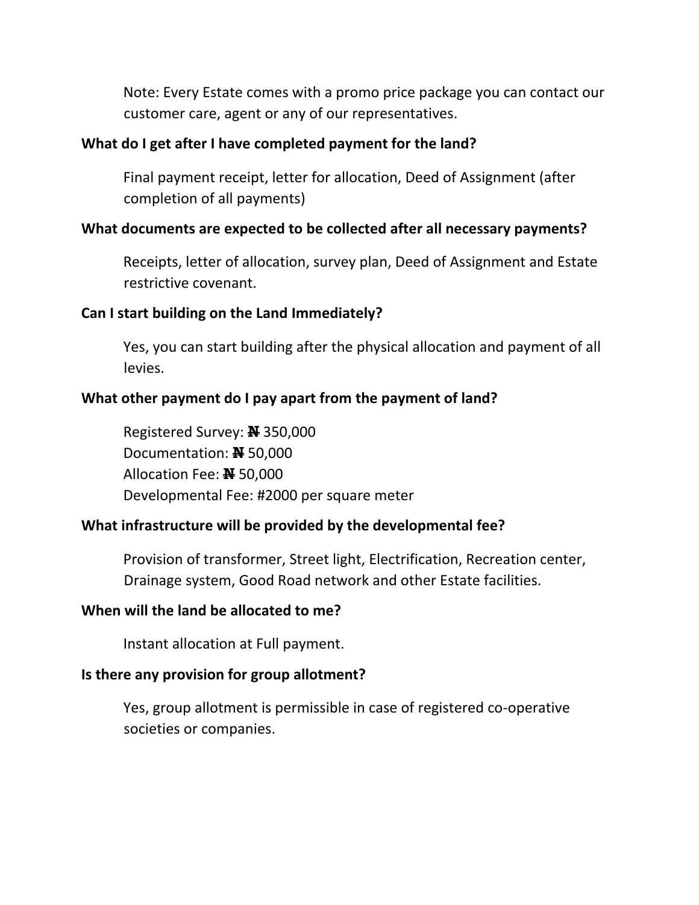Note: Every Estate comes with a promo price package you can contact our customer care, agent or any of our representatives.

**What do I get after I have completed payment for the land?**

Final payment receipt, letter for allocation, Deed of Assignment (after completion of all payments)

**What documents are expected to be collected after all necessary payments?**

Receipts, letter of allocation, survey plan, Deed of Assignment and Estate restrictive covenant.

**Can I start building on the Land Immediately?**

Yes, you can start building after the physical allocation and payment of all levies.

**What other payment do I pay apart from the payment of land?**

Registered Survey: ₦ 350,000
Documentation: ₦ 50,000
Allocation Fee: ₦ 50,000
Developmental Fee: #2000 per square meter

**What infrastructure will be provided by the developmental fee?**

Provision of transformer, Street light, Electrification, Recreation center, Drainage system, Good Road network and other Estate facilities.

**When will the land be allocated to me?**

Instant allocation at Full payment.

**Is there any provision for group allotment?**

Yes, group allotment is permissible in case of registered co-operative societies or companies.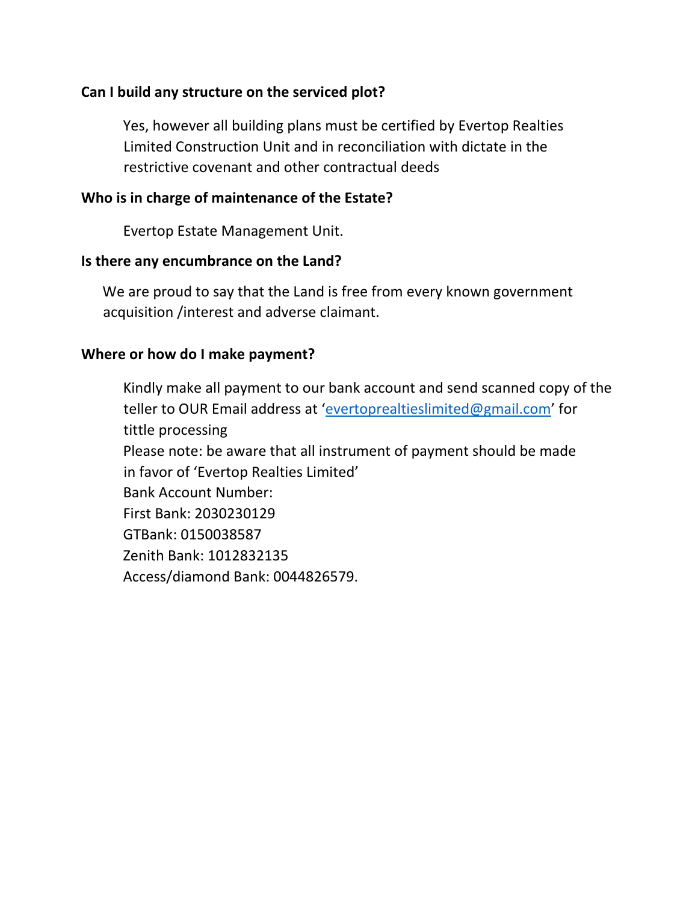**Can I build any structure on the serviced plot?**

Yes, however all building plans must be certified by Evertop Realties Limited Construction Unit and in reconciliation with dictate in the restrictive covenant and other contractual deeds

**Who is in charge of maintenance of the Estate?**

Evertop Estate Management Unit.

**Is there any encumbrance on the Land?**

We are proud to say that the Land is free from every known government acquisition /interest and adverse claimant.

**Where or how do I make payment?**

Kindly make all payment to our bank account and send scanned copy of the teller to OUR Email address at 'evertoprealtieslimited@gmail.com' for tittle processing

Please note: be aware that all instrument of payment should be made in favor of 'Evertop Realties Limited'

Bank Account Number:

First Bank: 2030230129

GTBank: 0150038587

Zenith Bank: 1012832135

Access/diamond Bank: 0044826579.